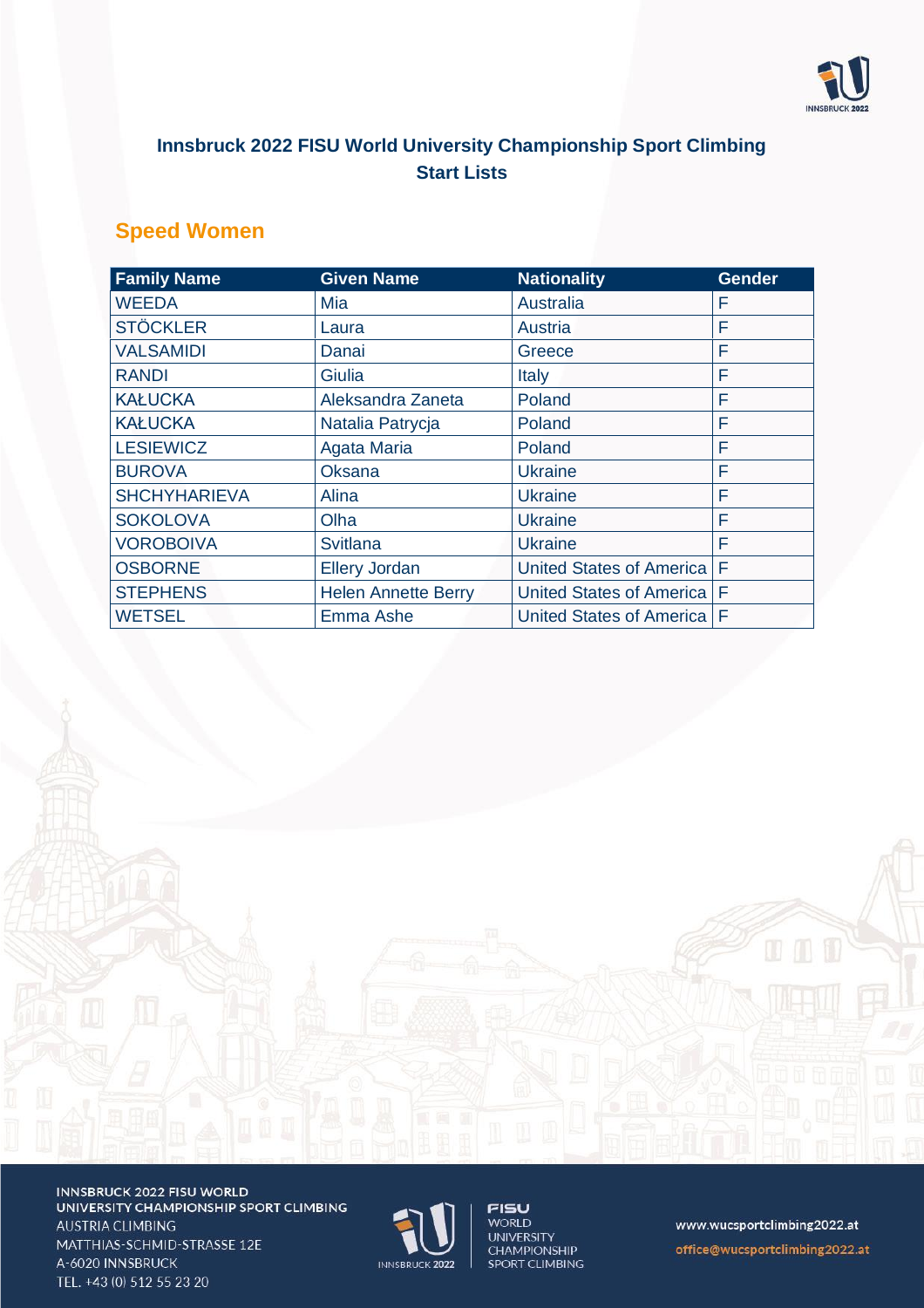# Innsbruck 2022 FISU World University Championship Sport Climbing
# Start Lists

## Speed Women

| Family Name | Given Name | Nationality | Gender |
|---|---|---|---|
| WEEDA | Mia | Australia | F |
| STÖCKLER | Laura | Austria | F |
| VALSAMIDI | Danai | Greece | F |
| RANDI | Giulia | Italy | F |
| KAŁUCKA | Aleksandra Zaneta | Poland | F |
| KAŁUCKA | Natalia Patrycja | Poland | F |
| LESIEWICZ | Agata Maria | Poland | F |
| BUROVA | Oksana | Ukraine | F |
| SHCHYHARIEVA | Alina | Ukraine | F |
| SOKOLOVA | Olha | Ukraine | F |
| VOROBOIVA | Svitlana | Ukraine | F |
| OSBORNE | Ellery Jordan | United States of America | F |
| STEPHENS | Helen Annette Berry | United States of America | F |
| WETSEL | Emma Ashe | United States of America | F |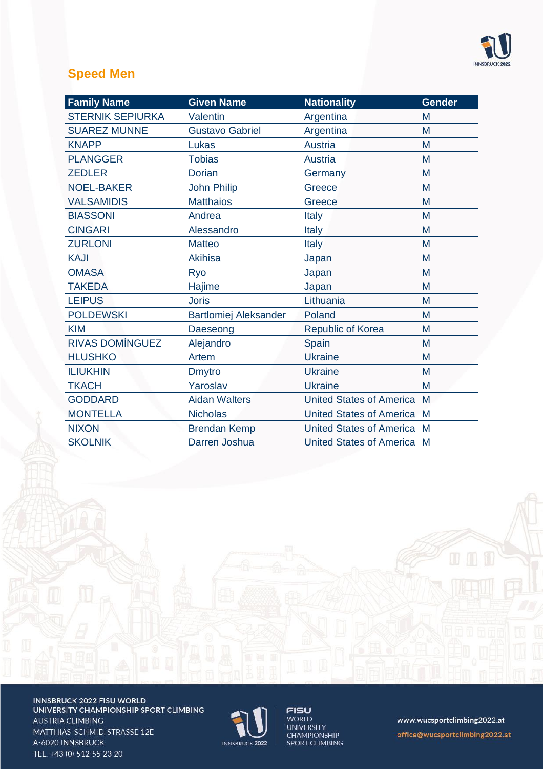## Speed Men

| Family Name | Given Name | Nationality | Gender |
|---|---|---|---|
| STERNIK SEPIURKA | Valentin | Argentina | M |
| SUAREZ MUNNE | Gustavo Gabriel | Argentina | M |
| KNAPP | Lukas | Austria | M |
| PLANGGER | Tobias | Austria | M |
| ZEDLER | Dorian | Germany | M |
| NOEL-BAKER | John Philip | Greece | M |
| VALSAMIDIS | Matthaios | Greece | M |
| BIASSONI | Andrea | Italy | M |
| CINGARI | Alessandro | Italy | M |
| ZURLONI | Matteo | Italy | M |
| KAJI | Akihisa | Japan | M |
| OMASA | Ryo | Japan | M |
| TAKEDA | Hajime | Japan | M |
| LEIPUS | Joris | Lithuania | M |
| POLDEWSKI | Bartlomiej Aleksander | Poland | M |
| KIM | Daeseong | Republic of Korea | M |
| RIVAS DOMÍNGUEZ | Alejandro | Spain | M |
| HLUSHKO | Artem | Ukraine | M |
| ILIUKHIN | Dmytro | Ukraine | M |
| TKACH | Yaroslav | Ukraine | M |
| GODDARD | Aidan Walters | United States of America | M |
| MONTELLA | Nicholas | United States of America | M |
| NIXON | Brendan Kemp | United States of America | M |
| SKOLNIK | Darren Joshua | United States of America | M |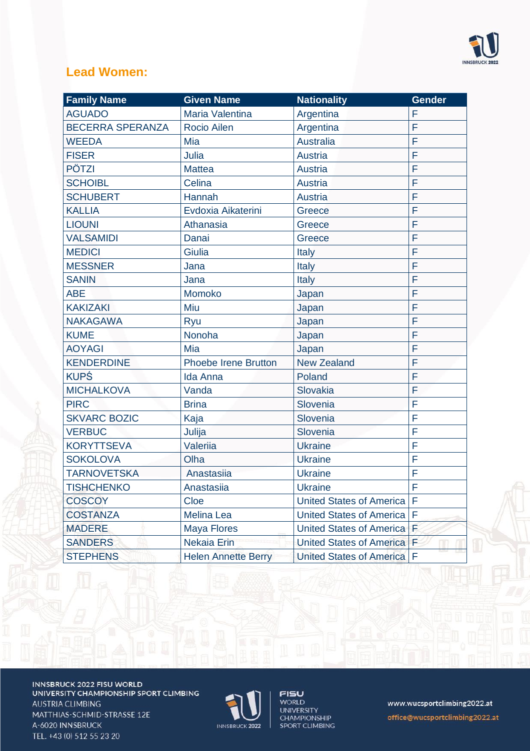## Lead Women:

| Family Name | Given Name | Nationality | Gender |
|---|---|---|---|
| AGUADO | Maria Valentina | Argentina | F |
| BECERRA SPERANZA | Rocio Ailen | Argentina | F |
| WEEDA | Mia | Australia | F |
| FISER | Julia | Austria | F |
| PÖTZI | Mattea | Austria | F |
| SCHOIBL | Celina | Austria | F |
| SCHUBERT | Hannah | Austria | F |
| KALLIA | Evdoxia Aikaterini | Greece | F |
| LIOUNI | Athanasia | Greece | F |
| VALSAMIDI | Danai | Greece | F |
| MEDICI | Giulia | Italy | F |
| MESSNER | Jana | Italy | F |
| SANIN | Jana | Italy | F |
| ABE | Momoko | Japan | F |
| KAKIZAKI | Miu | Japan | F |
| NAKAGAWA | Ryu | Japan | F |
| KUME | Nonoha | Japan | F |
| AOYAGI | Mia | Japan | F |
| KENDERDINE | Phoebe Irene Brutton | New Zealand | F |
| KUPŚ | Ida Anna | Poland | F |
| MICHALKOVA | Vanda | Slovakia | F |
| PIRC | Brina | Slovenia | F |
| SKVARC BOZIC | Kaja | Slovenia | F |
| VERBUC | Julija | Slovenia | F |
| KORYTTSEVA | Valeriia | Ukraine | F |
| SOKOLOVA | Olha | Ukraine | F |
| TARNOVETSKA | Anastasiia | Ukraine | F |
| TISHCHENKO | Anastasiia | Ukraine | F |
| COSCOY | Cloe | United States of America | F |
| COSTANZA | Melina Lea | United States of America | F |
| MADERE | Maya Flores | United States of America | F |
| SANDERS | Nekaia Erin | United States of America | F |
| STEPHENS | Helen Annette Berry | United States of America | F |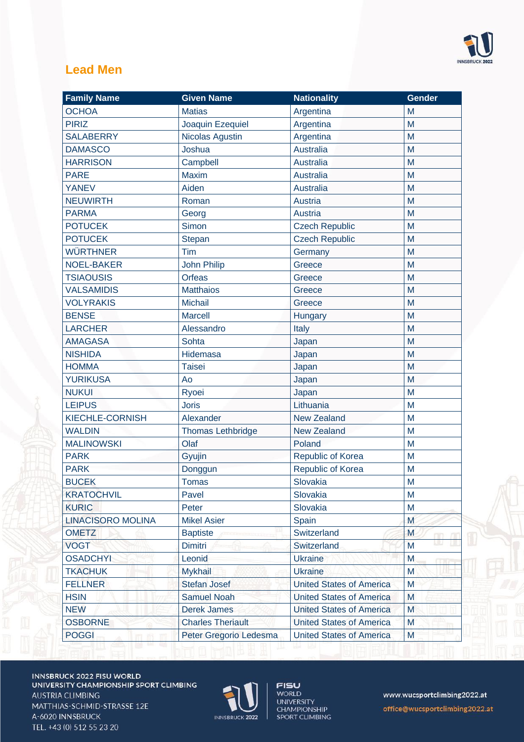## Lead Men

| Family Name | Given Name | Nationality | Gender |
|---|---|---|---|
| OCHOA | Matias | Argentina | M |
| PIRIZ | Joaquin Ezequiel | Argentina | M |
| SALABERRY | Nicolas Agustin | Argentina | M |
| DAMASCO | Joshua | Australia | M |
| HARRISON | Campbell | Australia | M |
| PARE | Maxim | Australia | M |
| YANEV | Aiden | Australia | M |
| NEUWIRTH | Roman | Austria | M |
| PARMA | Georg | Austria | M |
| POTUCEK | Simon | Czech Republic | M |
| POTUCEK | Stepan | Czech Republic | M |
| WÜRTHNER | Tim | Germany | M |
| NOEL-BAKER | John Philip | Greece | M |
| TSIAOUSIS | Orfeas | Greece | M |
| VALSAMIDIS | Matthaios | Greece | M |
| VOLYRAKIS | Michail | Greece | M |
| BENSE | Marcell | Hungary | M |
| LARCHER | Alessandro | Italy | M |
| AMAGASA | Sohta | Japan | M |
| NISHIDA | Hidemasa | Japan | M |
| HOMMA | Taisei | Japan | M |
| YURIKUSA | Ao | Japan | M |
| NUKUI | Ryoei | Japan | M |
| LEIPUS | Joris | Lithuania | M |
| KIECHLE-CORNISH | Alexander | New Zealand | M |
| WALDIN | Thomas Lethbridge | New Zealand | M |
| MALINOWSKI | Olaf | Poland | M |
| PARK | Gyujin | Republic of Korea | M |
| PARK | Donggun | Republic of Korea | M |
| BUCEK | Tomas | Slovakia | M |
| KRATOCHVIL | Pavel | Slovakia | M |
| KURIC | Peter | Slovakia | M |
| LINACISORO MOLINA | Mikel Asier | Spain | M |
| OMETZ | Baptiste | Switzerland | M |
| VOGT | Dimitri | Switzerland | M |
| OSADCHYI | Leonid | Ukraine | M |
| TKACHUK | Mykhail | Ukraine | M |
| FELLNER | Stefan Josef | United States of America | M |
| HSIN | Samuel Noah | United States of America | M |
| NEW | Derek James | United States of America | M |
| OSBORNE | Charles Theriault | United States of America | M |
| POGGI | Peter Gregorio Ledesma | United States of America | M |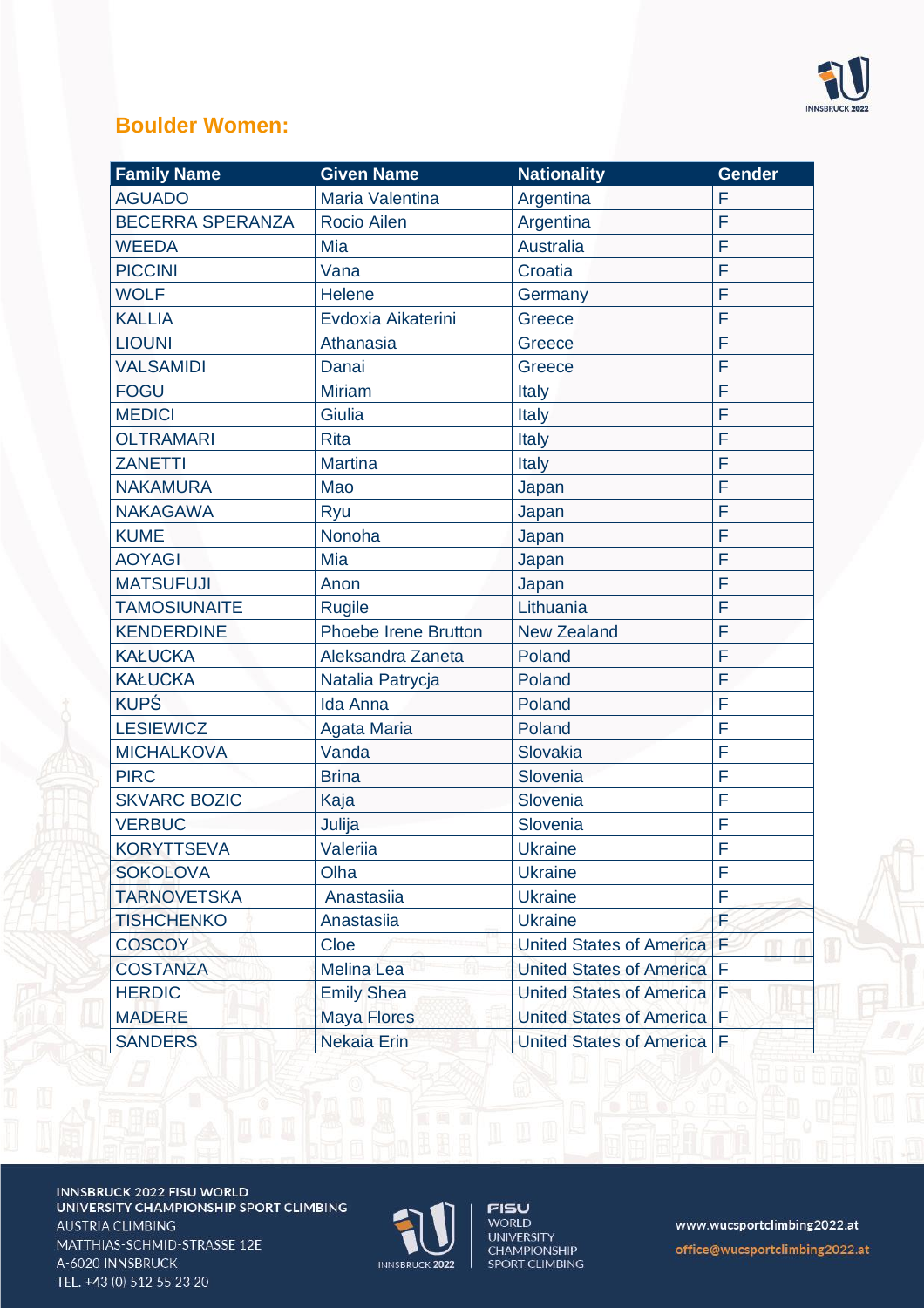## Boulder Women:

| Family Name | Given Name | Nationality | Gender |
|---|---|---|---|
| AGUADO | Maria Valentina | Argentina | F |
| BECERRA SPERANZA | Rocio Ailen | Argentina | F |
| WEEDA | Mia | Australia | F |
| PICCINI | Vana | Croatia | F |
| WOLF | Helene | Germany | F |
| KALLIA | Evdoxia Aikaterini | Greece | F |
| LIOUNI | Athanasia | Greece | F |
| VALSAMIDI | Danai | Greece | F |
| FOGU | Miriam | Italy | F |
| MEDICI | Giulia | Italy | F |
| OLTRAMARI | Rita | Italy | F |
| ZANETTI | Martina | Italy | F |
| NAKAMURA | Mao | Japan | F |
| NAKAGAWA | Ryu | Japan | F |
| KUME | Nonoha | Japan | F |
| AOYAGI | Mia | Japan | F |
| MATSUFUJI | Anon | Japan | F |
| TAMOSIUNAITE | Rugile | Lithuania | F |
| KENDERDINE | Phoebe Irene Brutton | New Zealand | F |
| KAŁUCKA | Aleksandra Zaneta | Poland | F |
| KAŁUCKA | Natalia Patrycja | Poland | F |
| KUPŚ | Ida Anna | Poland | F |
| LESIEWICZ | Agata Maria | Poland | F |
| MICHALKOVA | Vanda | Slovakia | F |
| PIRC | Brina | Slovenia | F |
| SKVARC BOZIC | Kaja | Slovenia | F |
| VERBUC | Julija | Slovenia | F |
| KORYTTSEVA | Valeriia | Ukraine | F |
| SOKOLOVA | Olha | Ukraine | F |
| TARNOVETSKA | Anastasiia | Ukraine | F |
| TISHCHENKO | Anastasiia | Ukraine | F |
| COSCOY | Cloe | United States of America | F |
| COSTANZA | Melina Lea | United States of America | F |
| HERDIC | Emily Shea | United States of America | F |
| MADERE | Maya Flores | United States of America | F |
| SANDERS | Nekaia Erin | United States of America | F |

INNSBRUCK 2022 FISU WORLD UNIVERSITY CHAMPIONSHIP SPORT CLIMBING
AUSTRIA CLIMBING
MATTHIAS-SCHMID-STRASSE 12E
A-6020 INNSBRUCK
TEL. +43 (0) 512 55 23 20

FISU WORLD UNIVERSITY CHAMPIONSHIP SPORT CLIMBING

www.wucsportclimbing2022.at
office@wucsportclimbing2022.at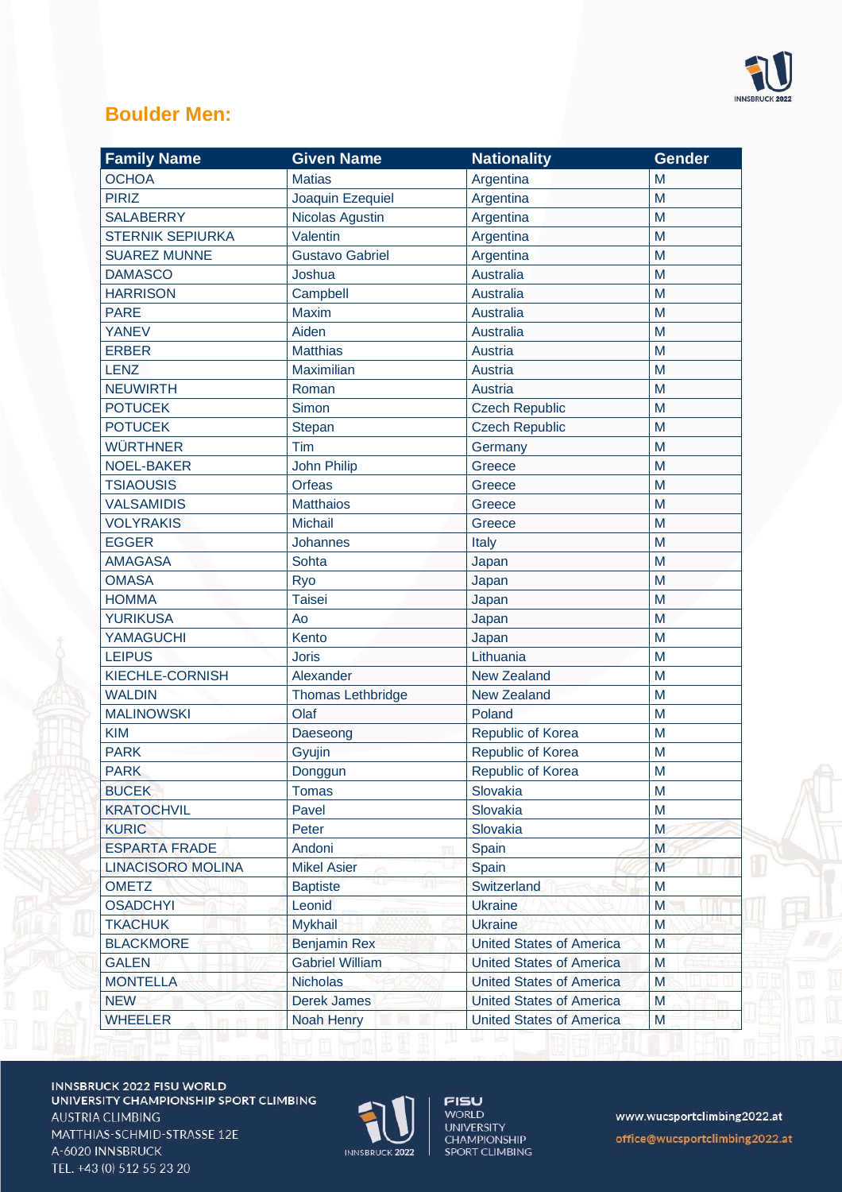## Boulder Men:

| Family Name | Given Name | Nationality | Gender |
|---|---|---|---|
| OCHOA | Matias | Argentina | M |
| PIRIZ | Joaquin Ezequiel | Argentina | M |
| SALABERRY | Nicolas Agustin | Argentina | M |
| STERNIK SEPIURKA | Valentin | Argentina | M |
| SUAREZ MUNNE | Gustavo Gabriel | Argentina | M |
| DAMASCO | Joshua | Australia | M |
| HARRISON | Campbell | Australia | M |
| PARE | Maxim | Australia | M |
| YANEV | Aiden | Australia | M |
| ERBER | Matthias | Austria | M |
| LENZ | Maximilian | Austria | M |
| NEUWIRTH | Roman | Austria | M |
| POTUCEK | Simon | Czech Republic | M |
| POTUCEK | Stepan | Czech Republic | M |
| WÜRTHNER | Tim | Germany | M |
| NOEL-BAKER | John Philip | Greece | M |
| TSIAOUSIS | Orfeas | Greece | M |
| VALSAMIDIS | Matthaios | Greece | M |
| VOLYRAKIS | Michail | Greece | M |
| EGGER | Johannes | Italy | M |
| AMAGASA | Sohta | Japan | M |
| OMASA | Ryo | Japan | M |
| HOMMA | Taisei | Japan | M |
| YURIKUSA | Ao | Japan | M |
| YAMAGUCHI | Kento | Japan | M |
| LEIPUS | Joris | Lithuania | M |
| KIECHLE-CORNISH | Alexander | New Zealand | M |
| WALDIN | Thomas Lethbridge | New Zealand | M |
| MALINOWSKI | Olaf | Poland | M |
| KIM | Daeseong | Republic of Korea | M |
| PARK | Gyujin | Republic of Korea | M |
| PARK | Donggun | Republic of Korea | M |
| BUCEK | Tomas | Slovakia | M |
| KRATOCHVIL | Pavel | Slovakia | M |
| KURIC | Peter | Slovakia | M |
| ESPARTA FRADE | Andoni | Spain | M |
| LINACISORO MOLINA | Mikel Asier | Spain | M |
| OMETZ | Baptiste | Switzerland | M |
| OSADCHYI | Leonid | Ukraine | M |
| TKACHUK | Mykhail | Ukraine | M |
| BLACKMORE | Benjamin Rex | United States of America | M |
| GALEN | Gabriel William | United States of America | M |
| MONTELLA | Nicholas | United States of America | M |
| NEW | Derek James | United States of America | M |
| WHEELER | Noah Henry | United States of America | M |